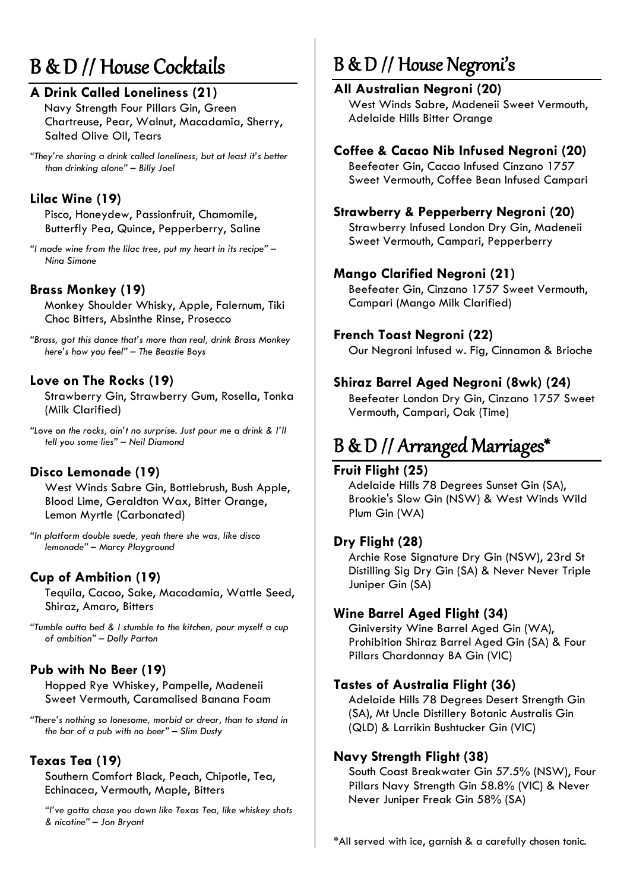# B & D // House Cocktails

### A Drink Called Loneliness (21)

Navy Strength Four Pillars Gin, Green Chartreuse, Pear, Walnut, Macadamia, Sherry, Salted Olive Oil, Tears

*"They're sharing a drink called loneliness, but at least it's better than drinking alone" – Billy Joel*

### Lilac Wine (19)

Pisco, Honeydew, Passionfruit, Chamomile, Butterfly Pea, Quince, Pepperberry, Saline

*"I made wine from the lilac tree, put my heart in its recipe" – Nina Simone*

### Brass Monkey (19)

Monkey Shoulder Whisky, Apple, Falernum, Tiki Choc Bitters, Absinthe Rinse, Prosecco

*"Brass, got this dance that's more than real, drink Brass Monkey here's how you feel" – The Beastie Boys*

### Love on The Rocks (19)

Strawberry Gin, Strawberry Gum, Rosella, Tonka (Milk Clarified)

*"Love on the rocks, ain't no surprise. Just pour me a drink & I'll tell you some lies" – Neil Diamond*

### Disco Lemonade (19)

West Winds Sabre Gin, Bottlebrush, Bush Apple, Blood Lime, Geraldton Wax, Bitter Orange, Lemon Myrtle (Carbonated)

*"In platform double suede, yeah there she was, like disco lemonade" – Marcy Playground*

### Cup of Ambition (19)

Tequila, Cacao, Sake, Macadamia, Wattle Seed, Shiraz, Amaro, Bitters

*"Tumble outta bed & I stumble to the kitchen, pour myself a cup of ambition" – Dolly Parton*

### Pub with No Beer (19)

Hopped Rye Whiskey, Pampelle, Madeneii Sweet Vermouth, Caramalised Banana Foam

*"There's nothing so lonesome, morbid or drear, than to stand in the bar of a pub with no beer" – Slim Dusty*

### Texas Tea (19)

Southern Comfort Black, Peach, Chipotle, Tea, Echinacea, Vermouth, Maple, Bitters

*"I've gotta chase you down like Texas Tea, like whiskey shots & nicotine" – Jon Bryant*

# B & D // House Negroni's

### All Australian Negroni (20)

West Winds Sabre, Madeneii Sweet Vermouth, Adelaide Hills Bitter Orange

### Coffee & Cacao Nib Infused Negroni (20)

Beefeater Gin, Cacao Infused Cinzano 1757 Sweet Vermouth, Coffee Bean Infused Campari

### Strawberry & Pepperberry Negroni (20)

Strawberry Infused London Dry Gin, Madeneii Sweet Vermouth, Campari, Pepperberry

### Mango Clarified Negroni (21)

Beefeater Gin, Cinzano 1757 Sweet Vermouth, Campari (Mango Milk Clarified)

### French Toast Negroni (22)

Our Negroni Infused w. Fig, Cinnamon & Brioche

### Shiraz Barrel Aged Negroni (8wk) (24)

Beefeater London Dry Gin, Cinzano 1757 Sweet Vermouth, Campari, Oak (Time)

# B & D // Arranged Marriages*

### Fruit Flight (25)

Adelaide Hills 78 Degrees Sunset Gin (SA), Brookie's Slow Gin (NSW) & West Winds Wild Plum Gin (WA)

### Dry Flight (28)

Archie Rose Signature Dry Gin (NSW), 23rd St Distilling Sig Dry Gin (SA) & Never Never Triple Juniper Gin (SA)

### Wine Barrel Aged Flight (34)

Giniversity Wine Barrel Aged Gin (WA), Prohibition Shiraz Barrel Aged Gin (SA) & Four Pillars Chardonnay BA Gin (VIC)

### Tastes of Australia Flight (36)

Adelaide Hills 78 Degrees Desert Strength Gin (SA), Mt Uncle Distillery Botanic Australis Gin (QLD) & Larrikin Bushtucker Gin (VIC)

### Navy Strength Flight (38)

South Coast Breakwater Gin 57.5% (NSW), Four Pillars Navy Strength Gin 58.8% (VIC) & Never Never Juniper Freak Gin 58% (SA)

*All served with ice, garnish & a carefully chosen tonic.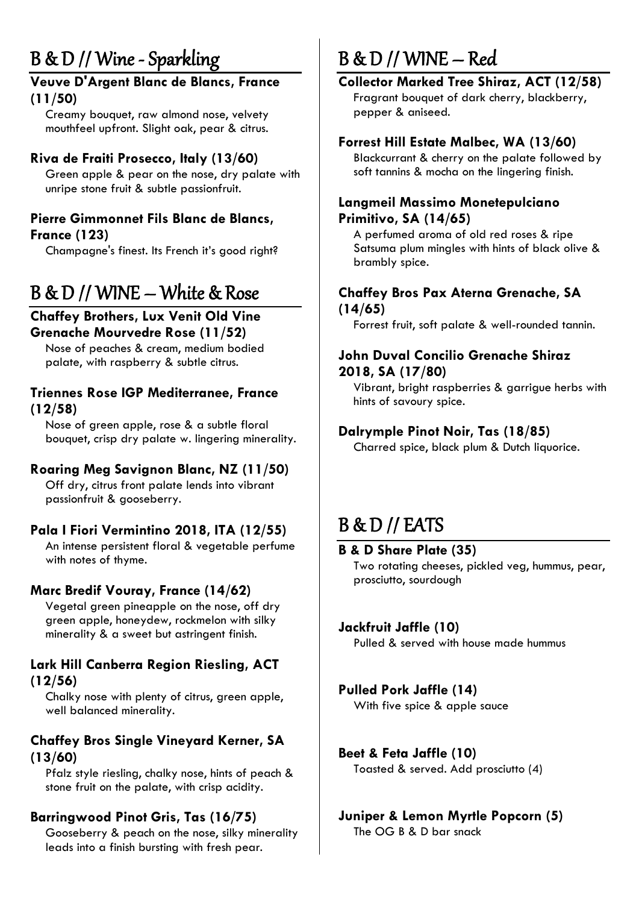# B & D // Wine - Sparkling

### Veuve D'Argent Blanc de Blancs, France (11/50)

Creamy bouquet, raw almond nose, velvety mouthfeel upfront. Slight oak, pear & citrus.

### Riva de Fraiti Prosecco, Italy (13/60)

Green apple & pear on the nose, dry palate with unripe stone fruit & subtle passionfruit.

### Pierre Gimmonnet Fils Blanc de Blancs, France (123)

Champagne's finest. Its French it's good right?

# B & D // WINE – White & Rose

### Chaffey Brothers, Lux Venit Old Vine Grenache Mourvedre Rose (11/52)

Nose of peaches & cream, medium bodied palate, with raspberry & subtle citrus.

### Triennes Rose IGP Mediterranee, France (12/58)

Nose of green apple, rose & a subtle floral bouquet, crisp dry palate w. lingering minerality.

### Roaring Meg Savignon Blanc, NZ (11/50)

Off dry, citrus front palate lends into vibrant passionfruit & gooseberry.

### Pala I Fiori Vermintino 2018, ITA (12/55)

An intense persistent floral & vegetable perfume with notes of thyme.

### Marc Bredif Vouray, France (14/62)

Vegetal green pineapple on the nose, off dry green apple, honeydew, rockmelon with silky minerality & a sweet but astringent finish.

### Lark Hill Canberra Region Riesling, ACT (12/56)

Chalky nose with plenty of citrus, green apple, well balanced minerality.

### Chaffey Bros Single Vineyard Kerner, SA (13/60)

Pfalz style riesling, chalky nose, hints of peach & stone fruit on the palate, with crisp acidity.

### Barringwood Pinot Gris, Tas (16/75)

Gooseberry & peach on the nose, silky minerality leads into a finish bursting with fresh pear.

# B & D // WINE – Red

### Collector Marked Tree Shiraz, ACT (12/58)

Fragrant bouquet of dark cherry, blackberry, pepper & aniseed.

### Forrest Hill Estate Malbec, WA (13/60)

Blackcurrant & cherry on the palate followed by soft tannins & mocha on the lingering finish.

### Langmeil Massimo Monetepulciano Primitivo, SA (14/65)

A perfumed aroma of old red roses & ripe Satsuma plum mingles with hints of black olive & brambly spice.

### Chaffey Bros Pax Aterna Grenache, SA (14/65)

Forrest fruit, soft palate & well-rounded tannin.

### John Duval Concilio Grenache Shiraz 2018, SA (17/80)

Vibrant, bright raspberries & garrigue herbs with hints of savoury spice.

### Dalrymple Pinot Noir, Tas (18/85)

Charred spice, black plum & Dutch liquorice.

# B & D // EATS

### B & D Share Plate (35)

Two rotating cheeses, pickled veg, hummus, pear, prosciutto, sourdough

### Jackfruit Jaffle (10)

Pulled & served with house made hummus

### Pulled Pork Jaffle (14)

With five spice & apple sauce

### Beet & Feta Jaffle (10)

Toasted & served. Add prosciutto (4)

### Juniper & Lemon Myrtle Popcorn (5)

The OG B & D bar snack